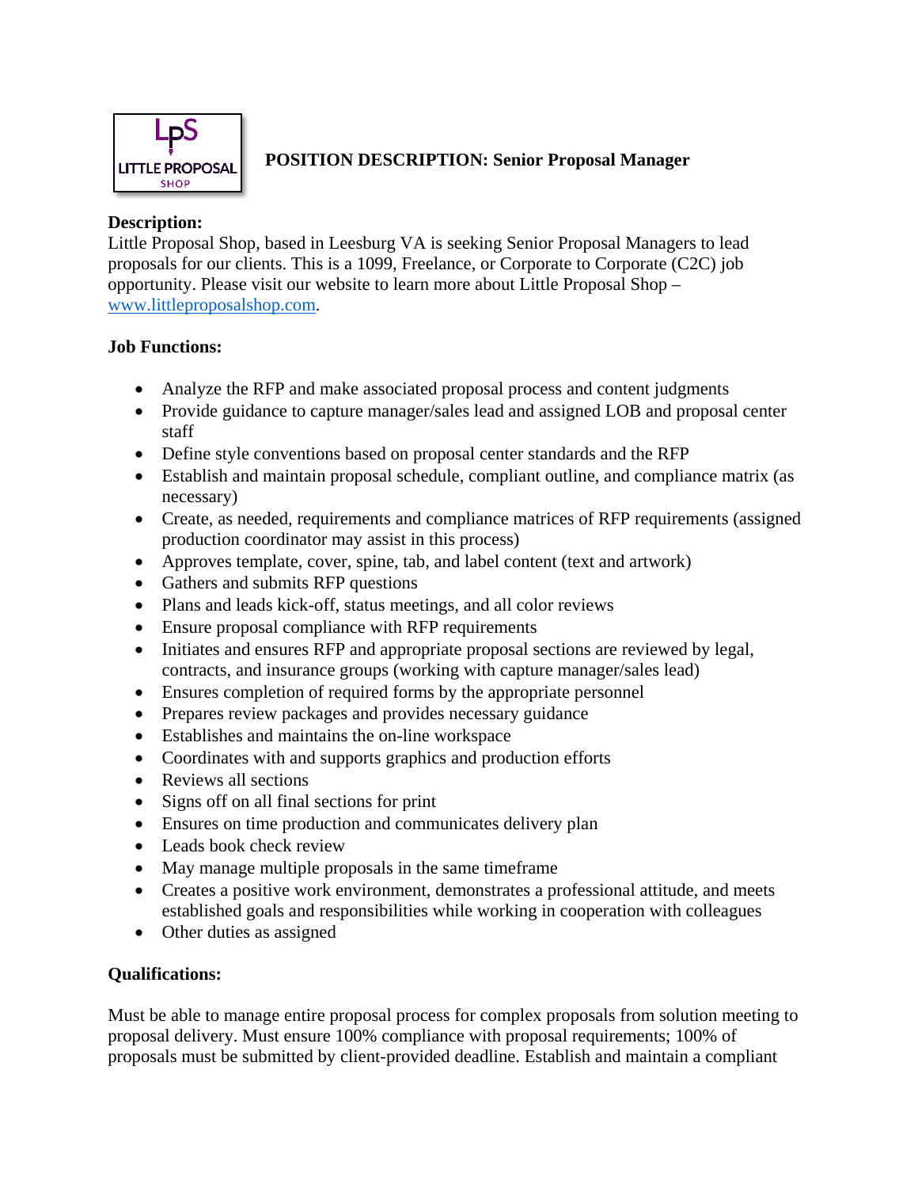LpS LITTLE PROPOSAL SHOP

# POSITION DESCRIPTION: Senior Proposal Manager

**Description:**
Little Proposal Shop, based in Leesburg VA is seeking Senior Proposal Managers to lead proposals for our clients. This is a 1099, Freelance, or Corporate to Corporate (C2C) job opportunity. Please visit our website to learn more about Little Proposal Shop – [www.littleproposalshop.com](http://www.littleproposalshop.com).

**Job Functions:**

- Analyze the RFP and make associated proposal process and content judgments
- Provide guidance to capture manager/sales lead and assigned LOB and proposal center staff
- Define style conventions based on proposal center standards and the RFP
- Establish and maintain proposal schedule, compliant outline, and compliance matrix (as necessary)
- Create, as needed, requirements and compliance matrices of RFP requirements (assigned production coordinator may assist in this process)
- Approves template, cover, spine, tab, and label content (text and artwork)
- Gathers and submits RFP questions
- Plans and leads kick-off, status meetings, and all color reviews
- Ensure proposal compliance with RFP requirements
- Initiates and ensures RFP and appropriate proposal sections are reviewed by legal, contracts, and insurance groups (working with capture manager/sales lead)
- Ensures completion of required forms by the appropriate personnel
- Prepares review packages and provides necessary guidance
- Establishes and maintains the on-line workspace
- Coordinates with and supports graphics and production efforts
- Reviews all sections
- Signs off on all final sections for print
- Ensures on time production and communicates delivery plan
- Leads book check review
- May manage multiple proposals in the same timeframe
- Creates a positive work environment, demonstrates a professional attitude, and meets established goals and responsibilities while working in cooperation with colleagues
- Other duties as assigned

**Qualifications:**

Must be able to manage entire proposal process for complex proposals from solution meeting to proposal delivery. Must ensure 100% compliance with proposal requirements; 100% of proposals must be submitted by client-provided deadline. Establish and maintain a compliant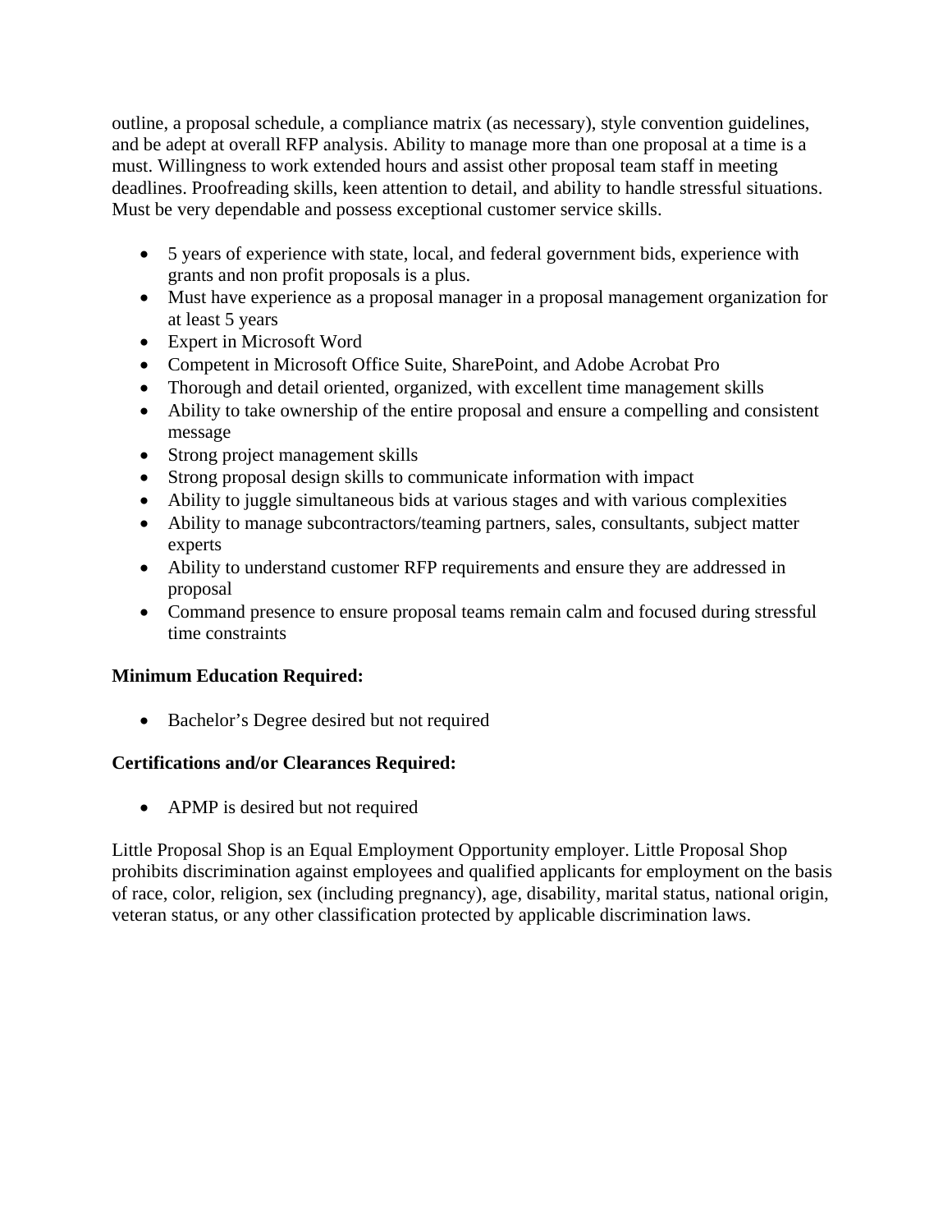outline, a proposal schedule, a compliance matrix (as necessary), style convention guidelines, and be adept at overall RFP analysis. Ability to manage more than one proposal at a time is a must. Willingness to work extended hours and assist other proposal team staff in meeting deadlines. Proofreading skills, keen attention to detail, and ability to handle stressful situations. Must be very dependable and possess exceptional customer service skills.

- 5 years of experience with state, local, and federal government bids, experience with grants and non profit proposals is a plus.
- Must have experience as a proposal manager in a proposal management organization for at least 5 years
- Expert in Microsoft Word
- Competent in Microsoft Office Suite, SharePoint, and Adobe Acrobat Pro
- Thorough and detail oriented, organized, with excellent time management skills
- Ability to take ownership of the entire proposal and ensure a compelling and consistent message
- Strong project management skills
- Strong proposal design skills to communicate information with impact
- Ability to juggle simultaneous bids at various stages and with various complexities
- Ability to manage subcontractors/teaming partners, sales, consultants, subject matter experts
- Ability to understand customer RFP requirements and ensure they are addressed in proposal
- Command presence to ensure proposal teams remain calm and focused during stressful time constraints

**Minimum Education Required:**

- Bachelor's Degree desired but not required

**Certifications and/or Clearances Required:**

- APMP is desired but not required

Little Proposal Shop is an Equal Employment Opportunity employer. Little Proposal Shop prohibits discrimination against employees and qualified applicants for employment on the basis of race, color, religion, sex (including pregnancy), age, disability, marital status, national origin, veteran status, or any other classification protected by applicable discrimination laws.